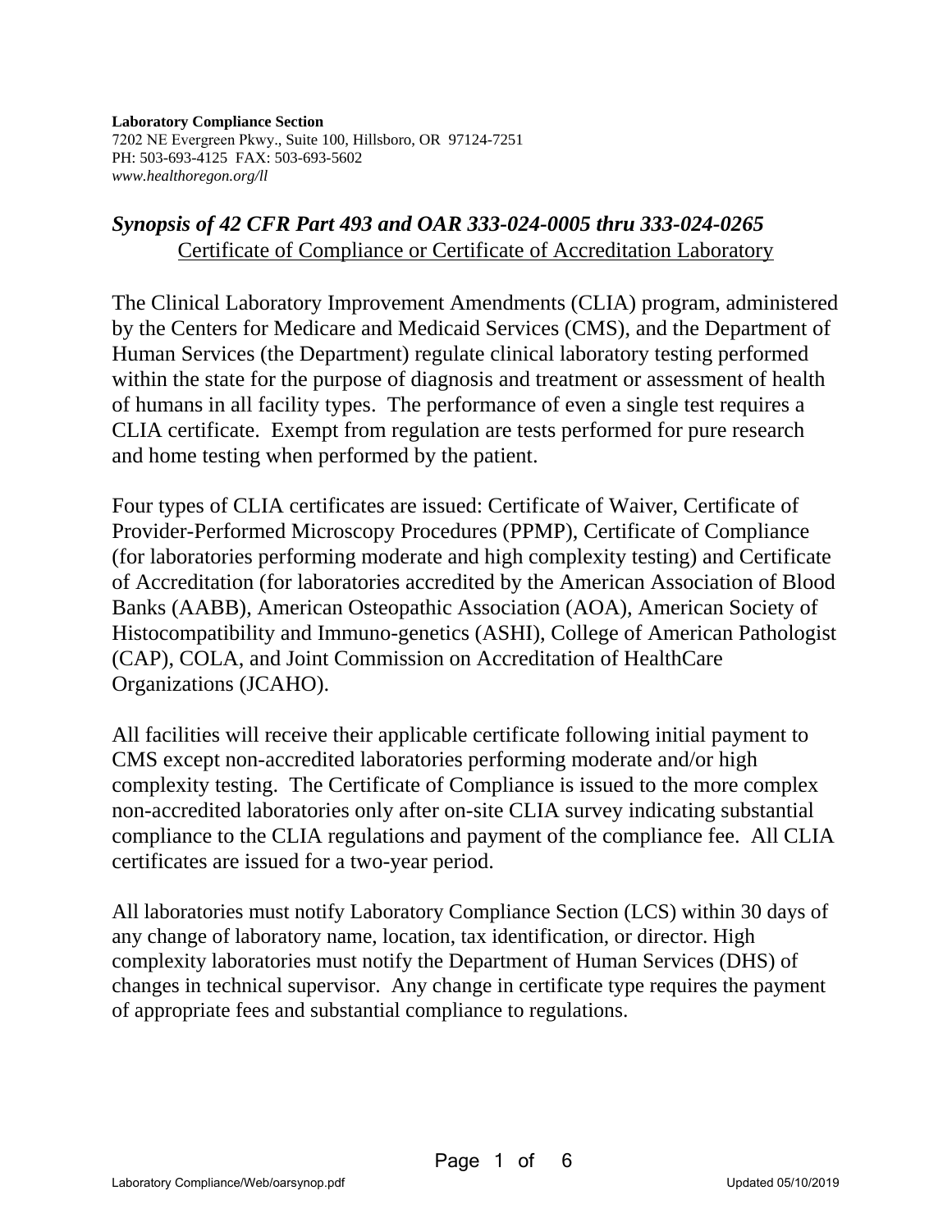**Laboratory Compliance Section**
7202 NE Evergreen Pkwy., Suite 100, Hillsboro, OR 97124-7251
PH: 503-693-4125 FAX: 503-693-5602
*www.healthoregon.org/ll*

## *Synopsis of 42 CFR Part 493 and OAR 333-024-0005 thru 333-024-0265*

Certificate of Compliance or Certificate of Accreditation Laboratory

The Clinical Laboratory Improvement Amendments (CLIA) program, administered by the Centers for Medicare and Medicaid Services (CMS), and the Department of Human Services (the Department) regulate clinical laboratory testing performed within the state for the purpose of diagnosis and treatment or assessment of health of humans in all facility types. The performance of even a single test requires a CLIA certificate. Exempt from regulation are tests performed for pure research and home testing when performed by the patient.

Four types of CLIA certificates are issued: Certificate of Waiver, Certificate of Provider-Performed Microscopy Procedures (PPMP), Certificate of Compliance (for laboratories performing moderate and high complexity testing) and Certificate of Accreditation (for laboratories accredited by the American Association of Blood Banks (AABB), American Osteopathic Association (AOA), American Society of Histocompatibility and Immuno-genetics (ASHI), College of American Pathologist (CAP), COLA, and Joint Commission on Accreditation of HealthCare Organizations (JCAHO).

All facilities will receive their applicable certificate following initial payment to CMS except non-accredited laboratories performing moderate and/or high complexity testing. The Certificate of Compliance is issued to the more complex non-accredited laboratories only after on-site CLIA survey indicating substantial compliance to the CLIA regulations and payment of the compliance fee. All CLIA certificates are issued for a two-year period.

All laboratories must notify Laboratory Compliance Section (LCS) within 30 days of any change of laboratory name, location, tax identification, or director. High complexity laboratories must notify the Department of Human Services (DHS) of changes in technical supervisor. Any change in certificate type requires the payment of appropriate fees and substantial compliance to regulations.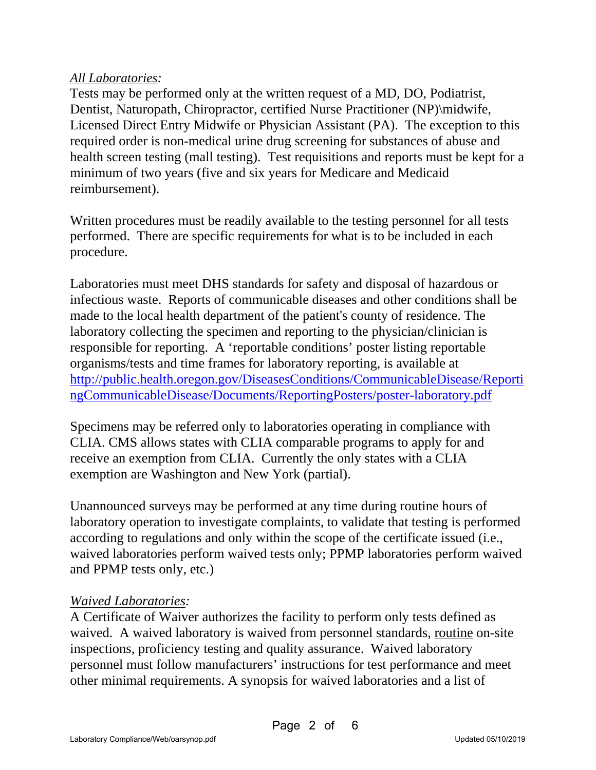*All Laboratories:*

Tests may be performed only at the written request of a MD, DO, Podiatrist, Dentist, Naturopath, Chiropractor, certified Nurse Practitioner (NP)\midwife, Licensed Direct Entry Midwife or Physician Assistant (PA). The exception to this required order is non-medical urine drug screening for substances of abuse and health screen testing (mall testing). Test requisitions and reports must be kept for a minimum of two years (five and six years for Medicare and Medicaid reimbursement).

Written procedures must be readily available to the testing personnel for all tests performed. There are specific requirements for what is to be included in each procedure.

Laboratories must meet DHS standards for safety and disposal of hazardous or infectious waste. Reports of communicable diseases and other conditions shall be made to the local health department of the patient's county of residence. The laboratory collecting the specimen and reporting to the physician/clinician is responsible for reporting. A 'reportable conditions' poster listing reportable organisms/tests and time frames for laboratory reporting, is available at http://public.health.oregon.gov/DiseasesConditions/CommunicableDisease/ReportingCommunicableDisease/Documents/ReportingPosters/poster-laboratory.pdf

Specimens may be referred only to laboratories operating in compliance with CLIA. CMS allows states with CLIA comparable programs to apply for and receive an exemption from CLIA. Currently the only states with a CLIA exemption are Washington and New York (partial).

Unannounced surveys may be performed at any time during routine hours of laboratory operation to investigate complaints, to validate that testing is performed according to regulations and only within the scope of the certificate issued (i.e., waived laboratories perform waived tests only; PPMP laboratories perform waived and PPMP tests only, etc.)

*Waived Laboratories:*

A Certificate of Waiver authorizes the facility to perform only tests defined as waived. A waived laboratory is waived from personnel standards, routine on-site inspections, proficiency testing and quality assurance. Waived laboratory personnel must follow manufacturers' instructions for test performance and meet other minimal requirements. A synopsis for waived laboratories and a list of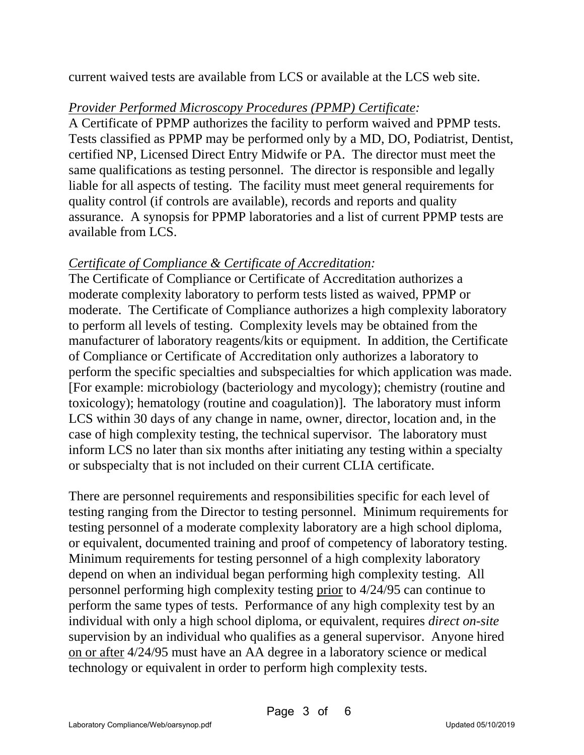current waived tests are available from LCS or available at the LCS web site.

*Provider Performed Microscopy Procedures (PPMP) Certificate:*
A Certificate of PPMP authorizes the facility to perform waived and PPMP tests. Tests classified as PPMP may be performed only by a MD, DO, Podiatrist, Dentist, certified NP, Licensed Direct Entry Midwife or PA. The director must meet the same qualifications as testing personnel. The director is responsible and legally liable for all aspects of testing. The facility must meet general requirements for quality control (if controls are available), records and reports and quality assurance. A synopsis for PPMP laboratories and a list of current PPMP tests are available from LCS.

*Certificate of Compliance & Certificate of Accreditation:*
The Certificate of Compliance or Certificate of Accreditation authorizes a moderate complexity laboratory to perform tests listed as waived, PPMP or moderate. The Certificate of Compliance authorizes a high complexity laboratory to perform all levels of testing. Complexity levels may be obtained from the manufacturer of laboratory reagents/kits or equipment. In addition, the Certificate of Compliance or Certificate of Accreditation only authorizes a laboratory to perform the specific specialties and subspecialties for which application was made. [For example: microbiology (bacteriology and mycology); chemistry (routine and toxicology); hematology (routine and coagulation)]. The laboratory must inform LCS within 30 days of any change in name, owner, director, location and, in the case of high complexity testing, the technical supervisor. The laboratory must inform LCS no later than six months after initiating any testing within a specialty or subspecialty that is not included on their current CLIA certificate.

There are personnel requirements and responsibilities specific for each level of testing ranging from the Director to testing personnel. Minimum requirements for testing personnel of a moderate complexity laboratory are a high school diploma, or equivalent, documented training and proof of competency of laboratory testing. Minimum requirements for testing personnel of a high complexity laboratory depend on when an individual began performing high complexity testing. All personnel performing high complexity testing prior to 4/24/95 can continue to perform the same types of tests. Performance of any high complexity test by an individual with only a high school diploma, or equivalent, requires *direct on-site* supervision by an individual who qualifies as a general supervisor. Anyone hired on or after 4/24/95 must have an AA degree in a laboratory science or medical technology or equivalent in order to perform high complexity tests.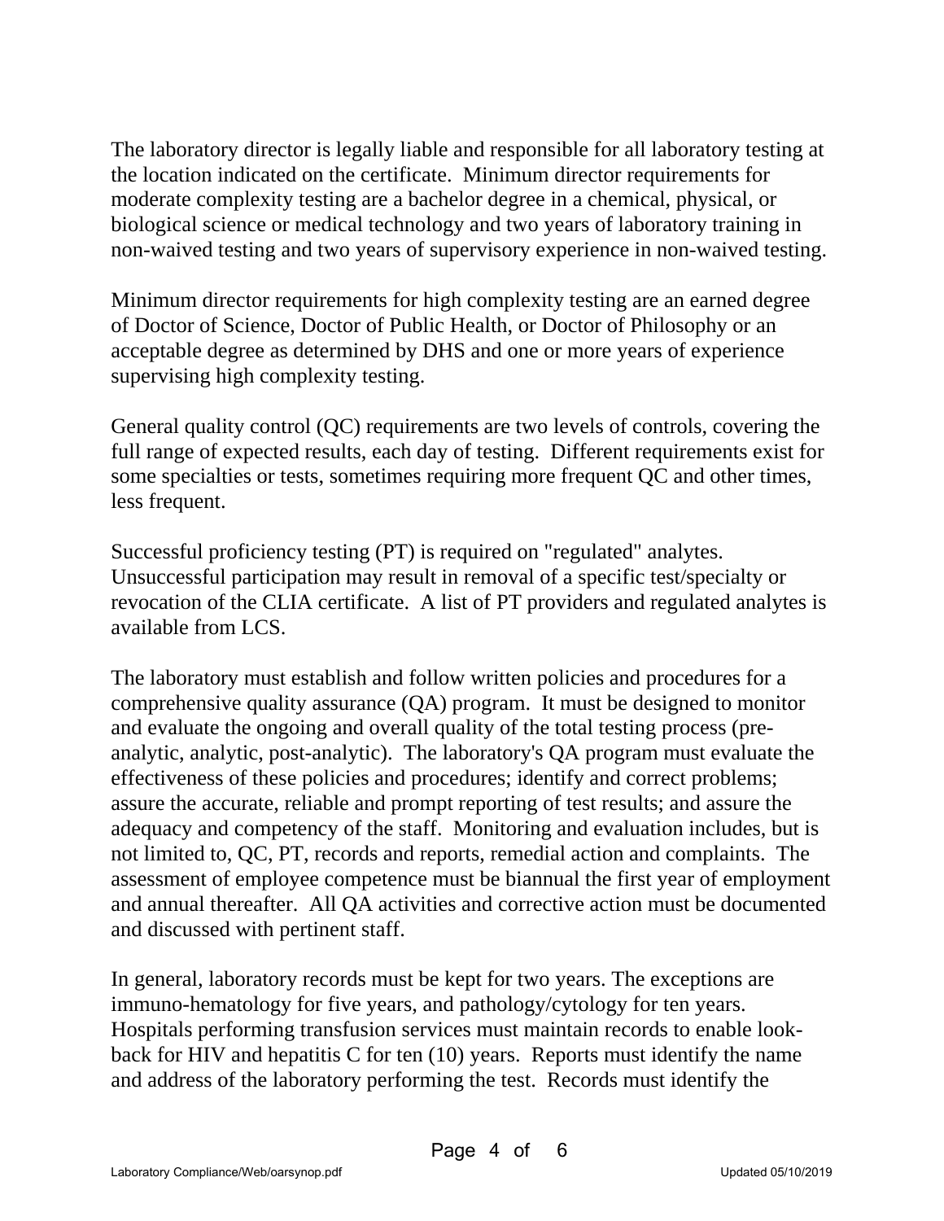The laboratory director is legally liable and responsible for all laboratory testing at the location indicated on the certificate.  Minimum director requirements for moderate complexity testing are a bachelor degree in a chemical, physical, or biological science or medical technology and two years of laboratory training in non-waived testing and two years of supervisory experience in non-waived testing.

Minimum director requirements for high complexity testing are an earned degree of Doctor of Science, Doctor of Public Health, or Doctor of Philosophy or an acceptable degree as determined by DHS and one or more years of experience supervising high complexity testing.

General quality control (QC) requirements are two levels of controls, covering the full range of expected results, each day of testing.  Different requirements exist for some specialties or tests, sometimes requiring more frequent QC and other times, less frequent.

Successful proficiency testing (PT) is required on "regulated" analytes. Unsuccessful participation may result in removal of a specific test/specialty or revocation of the CLIA certificate.  A list of PT providers and regulated analytes is available from LCS.

The laboratory must establish and follow written policies and procedures for a comprehensive quality assurance (QA) program.  It must be designed to monitor and evaluate the ongoing and overall quality of the total testing process (pre-analytic, analytic, post-analytic).  The laboratory's QA program must evaluate the effectiveness of these policies and procedures; identify and correct problems; assure the accurate, reliable and prompt reporting of test results; and assure the adequacy and competency of the staff.  Monitoring and evaluation includes, but is not limited to, QC, PT, records and reports, remedial action and complaints.  The assessment of employee competence must be biannual the first year of employment and annual thereafter.  All QA activities and corrective action must be documented and discussed with pertinent staff.

In general, laboratory records must be kept for two years. The exceptions are immuno-hematology for five years, and pathology/cytology for ten years. Hospitals performing transfusion services must maintain records to enable look-back for HIV and hepatitis C for ten (10) years.  Reports must identify the name and address of the laboratory performing the test.  Records must identify the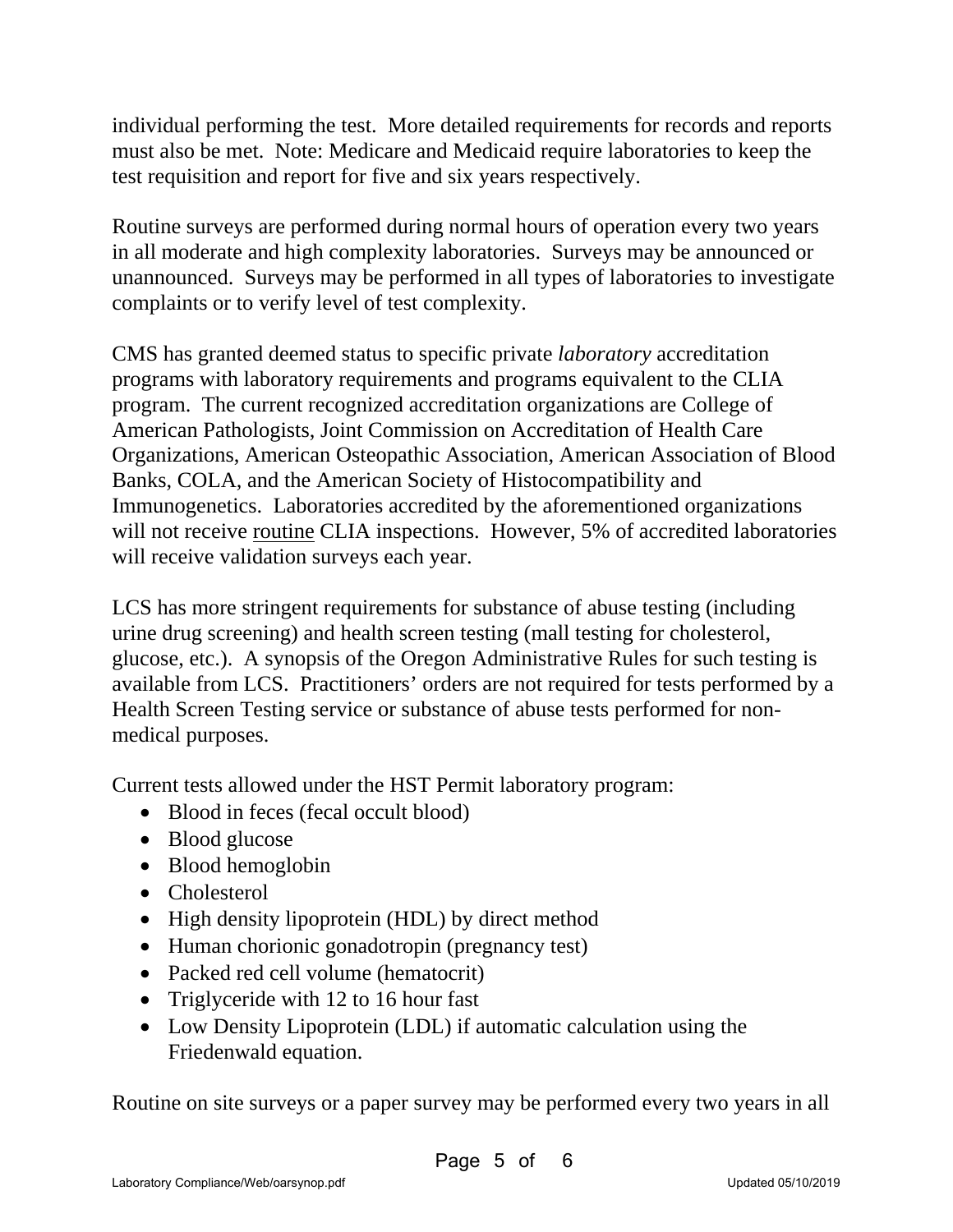individual performing the test. More detailed requirements for records and reports must also be met. Note: Medicare and Medicaid require laboratories to keep the test requisition and report for five and six years respectively.

Routine surveys are performed during normal hours of operation every two years in all moderate and high complexity laboratories. Surveys may be announced or unannounced. Surveys may be performed in all types of laboratories to investigate complaints or to verify level of test complexity.

CMS has granted deemed status to specific private *laboratory* accreditation programs with laboratory requirements and programs equivalent to the CLIA program. The current recognized accreditation organizations are College of American Pathologists, Joint Commission on Accreditation of Health Care Organizations, American Osteopathic Association, American Association of Blood Banks, COLA, and the American Society of Histocompatibility and Immunogenetics. Laboratories accredited by the aforementioned organizations will not receive <u>routine</u> CLIA inspections. However, 5% of accredited laboratories will receive validation surveys each year.

LCS has more stringent requirements for substance of abuse testing (including urine drug screening) and health screen testing (mall testing for cholesterol, glucose, etc.). A synopsis of the Oregon Administrative Rules for such testing is available from LCS. Practitioners' orders are not required for tests performed by a Health Screen Testing service or substance of abuse tests performed for non-medical purposes.

Current tests allowed under the HST Permit laboratory program:

- Blood in feces (fecal occult blood)
- Blood glucose
- Blood hemoglobin
- Cholesterol
- High density lipoprotein (HDL) by direct method
- Human chorionic gonadotropin (pregnancy test)
- Packed red cell volume (hematocrit)
- Triglyceride with 12 to 16 hour fast
- Low Density Lipoprotein (LDL) if automatic calculation using the Friedenwald equation.

Routine on site surveys or a paper survey may be performed every two years in all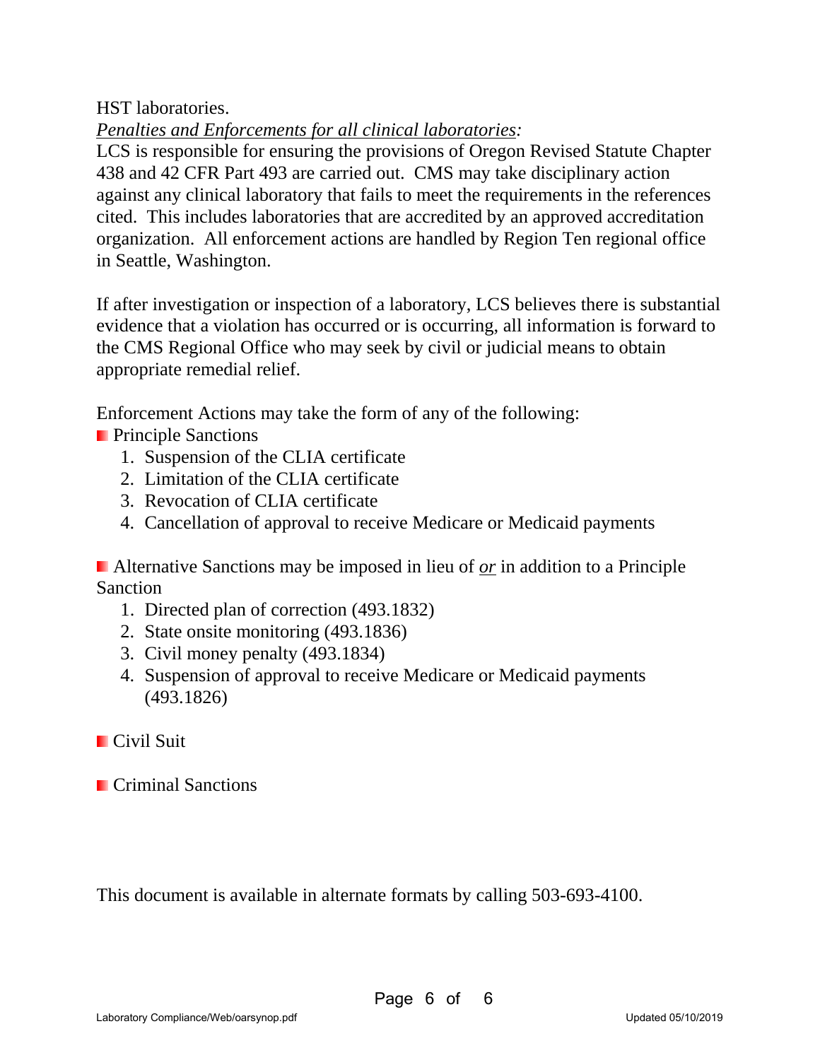HST laboratories.

*Penalties and Enforcements for all clinical laboratories:*

LCS is responsible for ensuring the provisions of Oregon Revised Statute Chapter 438 and 42 CFR Part 493 are carried out. CMS may take disciplinary action against any clinical laboratory that fails to meet the requirements in the references cited. This includes laboratories that are accredited by an approved accreditation organization. All enforcement actions are handled by Region Ten regional office in Seattle, Washington.

If after investigation or inspection of a laboratory, LCS believes there is substantial evidence that a violation has occurred or is occurring, all information is forward to the CMS Regional Office who may seek by civil or judicial means to obtain appropriate remedial relief.

Enforcement Actions may take the form of any of the following:

- Principle Sanctions
    1. Suspension of the CLIA certificate
    2. Limitation of the CLIA certificate
    3. Revocation of CLIA certificate
    4. Cancellation of approval to receive Medicare or Medicaid payments

- Alternative Sanctions may be imposed in lieu of *or* in addition to a Principle Sanction
    1. Directed plan of correction (493.1832)
    2. State onsite monitoring (493.1836)
    3. Civil money penalty (493.1834)
    4. Suspension of approval to receive Medicare or Medicaid payments (493.1826)

- Civil Suit

- Criminal Sanctions

This document is available in alternate formats by calling 503-693-4100.